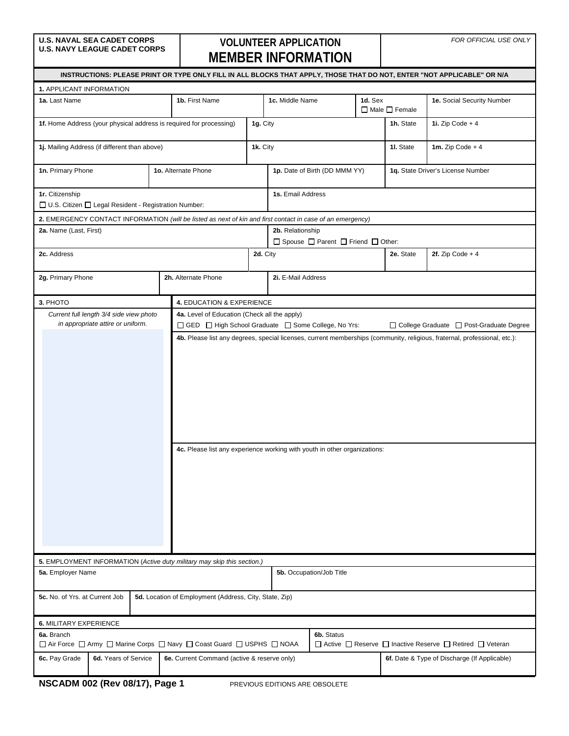**U.S. NAVAL SEA CADET CORPS**
**U.S. NAVY LEAGUE CADET CORPS**

# VOLUNTEER APPLICATION
# MEMBER INFORMATION

*FOR OFFICIAL USE ONLY*

**INSTRUCTIONS: PLEASE PRINT OR TYPE ONLY FILL IN ALL BLOCKS THAT APPLY, THOSE THAT DO NOT, ENTER "NOT APPLICABLE" OR N/A**

**1.** APPLICANT INFORMATION

| **1a.** Last Name | **1b.** First Name | **1c.** Middle Name | **1d.** Sex ☐ Male ☐ Female | **1e.** Social Security Number |
|---|---|---|---|---|
| | | | | |

| **1f.** Home Address (your physical address is required for processing) | **1g.** City | **1h.** State | **1i.** Zip Code + 4 |
|---|---|---|---|
| | | | |

| **1j.** Mailing Address (if different than above) | **1k.** City | **1l.** State | **1m.** Zip Code + 4 |
|---|---|---|---|
| | | | |

| **1n.** Primary Phone | **1o.** Alternate Phone | **1p.** Date of Birth (DD MMM YY) | **1q.** State Driver's License Number |
|---|---|---|---|
| | | | |

| **1r.** Citizenship ☐ U.S. Citizen ☐ Legal Resident - Registration Number: | **1s.** Email Address |
|---|---|
| | |

**2.** EMERGENCY CONTACT INFORMATION *(will be listed as next of kin and first contact in case of an emergency)*

| **2a.** Name (Last, First) | **2b.** Relationship ☐ Spouse ☐ Parent ☐ Friend ☐ Other: |
|---|---|
| | |

| **2c.** Address | **2d.** City | **2e.** State | **2f.** Zip Code + 4 |
|---|---|---|---|
| | | | |

| **2g.** Primary Phone | **2h.** Alternate Phone | **2i.** E-Mail Address |
|---|---|---|
| | | |

**3.** PHOTO

*Current full length 3/4 side view photo in appropriate attire or uniform.*

**4.** EDUCATION & EXPERIENCE

**4a.** Level of Education (Check all the apply)

☐ GED ☐ High School Graduate ☐ Some College, No Yrs: ☐ College Graduate ☐ Post-Graduate Degree

**4b.** Please list any degrees, special licenses, current memberships (community, religious, fraternal, professional, etc.):

**4c.** Please list any experience working with youth in other organizations:

**5.** EMPLOYMENT INFORMATION (*Active duty military may skip this section.)*

| **5a.** Employer Name | **5b.** Occupation/Job Title |
|---|---|
| | |

| **5c.** No. of Yrs. at Current Job | **5d.** Location of Employment (Address, City, State, Zip) |
|---|---|
| | |

**6.** MILITARY EXPERIENCE

| **6a.** Branch ☐ Air Force ☐ Army ☐ Marine Corps ☐ Navy ☐ Coast Guard ☐ USPHS ☐ NOAA | **6b.** Status ☐ Active ☐ Reserve ☐ Inactive Reserve ☐ Retired ☐ Veteran |
|---|---|
| | |

| **6c.** Pay Grade | **6d.** Years of Service | **6e.** Current Command (active & reserve only) | **6f.** Date & Type of Discharge (If Applicable) |
|---|---|---|---|
| | | | |

**NSCADM 002 (Rev 08/17), Page 1** PREVIOUS EDITIONS ARE OBSOLETE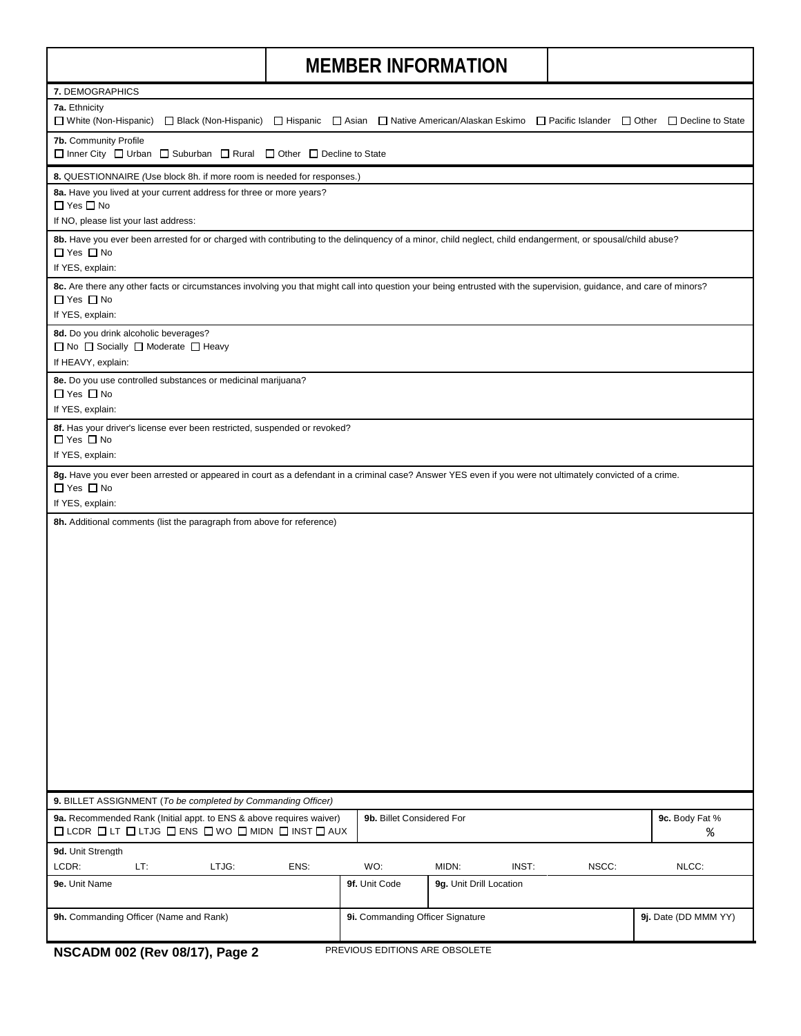# MEMBER INFORMATION

**7.** DEMOGRAPHICS

**7a.** Ethnicity

☐ White (Non-Hispanic) ☐ Black (Non-Hispanic) ☐ Hispanic ☐ Asian ☐ Native American/Alaskan Eskimo ☐ Pacific Islander ☐ Other ☐ Decline to State

**7b.** Community Profile

☐ Inner City ☐ Urban ☐ Suburban ☐ Rural ☐ Other ☐ Decline to State

**8.** QUESTIONNAIRE (Use block 8h. if more room is needed for responses.)

**8a.** Have you lived at your current address for three or more years?

☐ Yes ☐ No

If NO, please list your last address:

**8b.** Have you ever been arrested for or charged with contributing to the delinquency of a minor, child neglect, child endangerment, or spousal/child abuse?

☐ Yes ☐ No

If YES, explain:

**8c.** Are there any other facts or circumstances involving you that might call into question your being entrusted with the supervision, guidance, and care of minors?

☐ Yes ☐ No

If YES, explain:

**8d.** Do you drink alcoholic beverages?

☐ No ☐ Socially ☐ Moderate ☐ Heavy

If HEAVY, explain:

**8e.** Do you use controlled substances or medicinal marijuana?

☐ Yes ☐ No

If YES, explain:

**8f.** Has your driver's license ever been restricted, suspended or revoked?

☐ Yes ☐ No

If YES, explain:

**8g.** Have you ever been arrested or appeared in court as a defendant in a criminal case? Answer YES even if you were not ultimately convicted of a crime.

☐ Yes ☐ No

If YES, explain:

**8h.** Additional comments (list the paragraph from above for reference)

**9.** BILLET ASSIGNMENT (*To be completed by Commanding Officer*)

| **9a.** Recommended Rank (Initial appt. to ENS & above requires waiver) ☐ LCDR ☐ LT ☐ LTJG ☐ ENS ☐ WO ☐ MIDN ☐ INST ☐ AUX | **9b.** Billet Considered For | **9c.** Body Fat % |
|---|---|---|
| | | % |

**9d.** Unit Strength

| LCDR: | LT: | LTJG: | ENS: | WO: | MIDN: | INST: | NSCC: | NLCC: |
|---|---|---|---|---|---|---|---|---|
| | | | | | | | | |

| **9e.** Unit Name | **9f.** Unit Code | **9g.** Unit Drill Location |
|---|---|---|
| | | |

| **9h.** Commanding Officer (Name and Rank) | **9i.** Commanding Officer Signature | **9j.** Date (DD MMM YY) |
|---|---|---|
| | | |

**NSCADM 002 (Rev 08/17), Page 2** PREVIOUS EDITIONS ARE OBSOLETE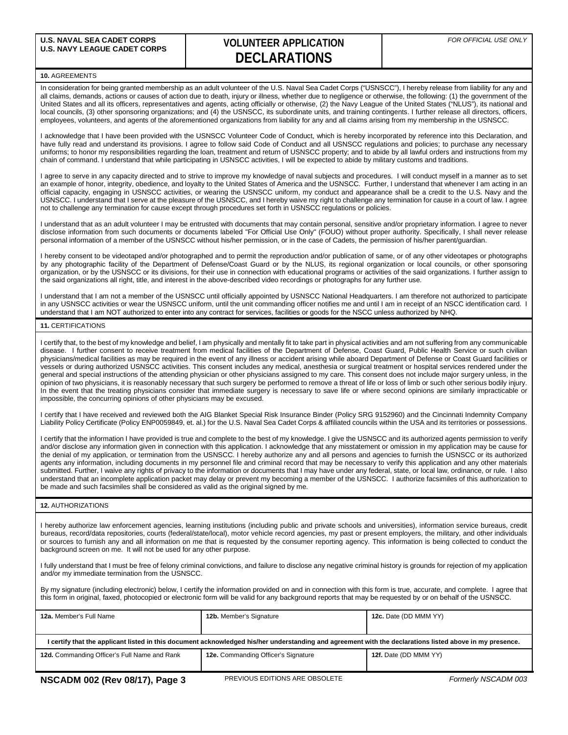**U.S. NAVAL SEA CADET CORPS**
**U.S. NAVY LEAGUE CADET CORPS**

# VOLUNTEER APPLICATION DECLARATIONS

*FOR OFFICIAL USE ONLY*

**10.** AGREEMENTS

In consideration for being granted membership as an adult volunteer of the U.S. Naval Sea Cadet Corps ("USNSCC"), I hereby release from liability for any and all claims, demands, actions or causes of action due to death, injury or illness, whether due to negligence or otherwise, the following: (1) the government of the United States and all its officers, representatives and agents, acting officially or otherwise, (2) the Navy League of the United States ("NLUS"), its national and local councils, (3) other sponsoring organizations; and (4) the USNSCC, its subordinate units, and training contingents. I further release all directors, officers, employees, volunteers, and agents of the aforementioned organizations from liability for any and all claims arising from my membership in the USNSCC.

I acknowledge that I have been provided with the USNSCC Volunteer Code of Conduct, which is hereby incorporated by reference into this Declaration, and have fully read and understand its provisions. I agree to follow said Code of Conduct and all USNSCC regulations and policies; to purchase any necessary uniforms; to honor my responsibilities regarding the loan, treatment and return of USNSCC property; and to abide by all lawful orders and instructions from my chain of command. I understand that while participating in USNSCC activities, I will be expected to abide by military customs and traditions.

I agree to serve in any capacity directed and to strive to improve my knowledge of naval subjects and procedures. I will conduct myself in a manner as to set an example of honor, integrity, obedience, and loyalty to the United States of America and the USNSCC. Further, I understand that whenever I am acting in an official capacity, engaging in USNSCC activities, or wearing the USNSCC uniform, my conduct and appearance shall be a credit to the U.S. Navy and the USNSCC. I understand that I serve at the pleasure of the USNSCC, and I hereby waive my right to challenge any termination for cause in a court of law. I agree not to challenge any termination for cause except through procedures set forth in USNSCC regulations or policies.

I understand that as an adult volunteer I may be entrusted with documents that may contain personal, sensitive and/or proprietary information. I agree to never disclose information from such documents or documents labeled "For Official Use Only" (FOUO) without proper authority. Specifically, I shall never release personal information of a member of the USNSCC without his/her permission, or in the case of Cadets, the permission of his/her parent/guardian.

I hereby consent to be videotaped and/or photographed and to permit the reproduction and/or publication of same, or of any other videotapes or photographs by any photographic facility of the Department of Defense/Coast Guard or by the NLUS, its regional organization or local councils, or other sponsoring organization, or by the USNSCC or its divisions, for their use in connection with educational programs or activities of the said organizations. I further assign to the said organizations all right, title, and interest in the above-described video recordings or photographs for any further use.

I understand that I am not a member of the USNSCC until officially appointed by USNSCC National Headquarters. I am therefore not authorized to participate in any USNSCC activities or wear the USNSCC uniform, until the unit commanding officer notifies me and until I am in receipt of an NSCC identification card. I understand that I am NOT authorized to enter into any contract for services, facilities or goods for the NSCC unless authorized by NHQ.

**11.** CERTIFICATIONS

I certify that, to the best of my knowledge and belief, I am physically and mentally fit to take part in physical activities and am not suffering from any communicable disease. I further consent to receive treatment from medical facilities of the Department of Defense, Coast Guard, Public Health Service or such civilian physicians/medical facilities as may be required in the event of any illness or accident arising while aboard Department of Defense or Coast Guard facilities or vessels or during authorized USNSCC activities. This consent includes any medical, anesthesia or surgical treatment or hospital services rendered under the general and special instructions of the attending physician or other physicians assigned to my care. This consent does not include major surgery unless, in the opinion of two physicians, it is reasonably necessary that such surgery be performed to remove a threat of life or loss of limb or such other serious bodily injury. In the event that the treating physicians consider that immediate surgery is necessary to save life or where second opinions are similarly impracticable or impossible, the concurring opinions of other physicians may be excused.

I certify that I have received and reviewed both the AIG Blanket Special Risk Insurance Binder (Policy SRG 9152960) and the Cincinnati Indemnity Company Liability Policy Certificate (Policy ENP0059849, et. al.) for the U.S. Naval Sea Cadet Corps & affiliated councils within the USA and its territories or possessions.

I certify that the information I have provided is true and complete to the best of my knowledge. I give the USNSCC and its authorized agents permission to verify and/or disclose any information given in connection with this application. I acknowledge that any misstatement or omission in my application may be cause for the denial of my application, or termination from the USNSCC. I hereby authorize any and all persons and agencies to furnish the USNSCC or its authorized agents any information, including documents in my personnel file and criminal record that may be necessary to verify this application and any other materials submitted. Further, I waive any rights of privacy to the information or documents that I may have under any federal, state, or local law, ordinance, or rule. I also understand that an incomplete application packet may delay or prevent my becoming a member of the USNSCC. I authorize facsimiles of this authorization to be made and such facsimiles shall be considered as valid as the original signed by me.

**12.** AUTHORIZATIONS

I hereby authorize law enforcement agencies, learning institutions (including public and private schools and universities), information service bureaus, credit bureaus, record/data repositories, courts (federal/state/local), motor vehicle record agencies, my past or present employers, the military, and other individuals or sources to furnish any and all information on me that is requested by the consumer reporting agency. This information is being collected to conduct the background screen on me. It will not be used for any other purpose.

I fully understand that I must be free of felony criminal convictions, and failure to disclose any negative criminal history is grounds for rejection of my application and/or my immediate termination from the USNSCC.

By my signature (including electronic) below, I certify the information provided on and in connection with this form is true, accurate, and complete. I agree that this form in original, faxed, photocopied or electronic form will be valid for any background reports that may be requested by or on behalf of the USNSCC.

| **12a.** Member's Full Name | **12b.** Member's Signature | **12c.** Date (DD MMM YY) |
|---|---|---|
| | | |

**I certify that the applicant listed in this document acknowledged his/her understanding and agreement with the declarations listed above in my presence.**

| **12d.** Commanding Officer's Full Name and Rank | **12e.** Commanding Officer's Signature | **12f.** Date (DD MMM YY) |
|---|---|---|
| | | |

**NSCADM 002 (Rev 08/17), Page 3** PREVIOUS EDITIONS ARE OBSOLETE *Formerly NSCADM 003*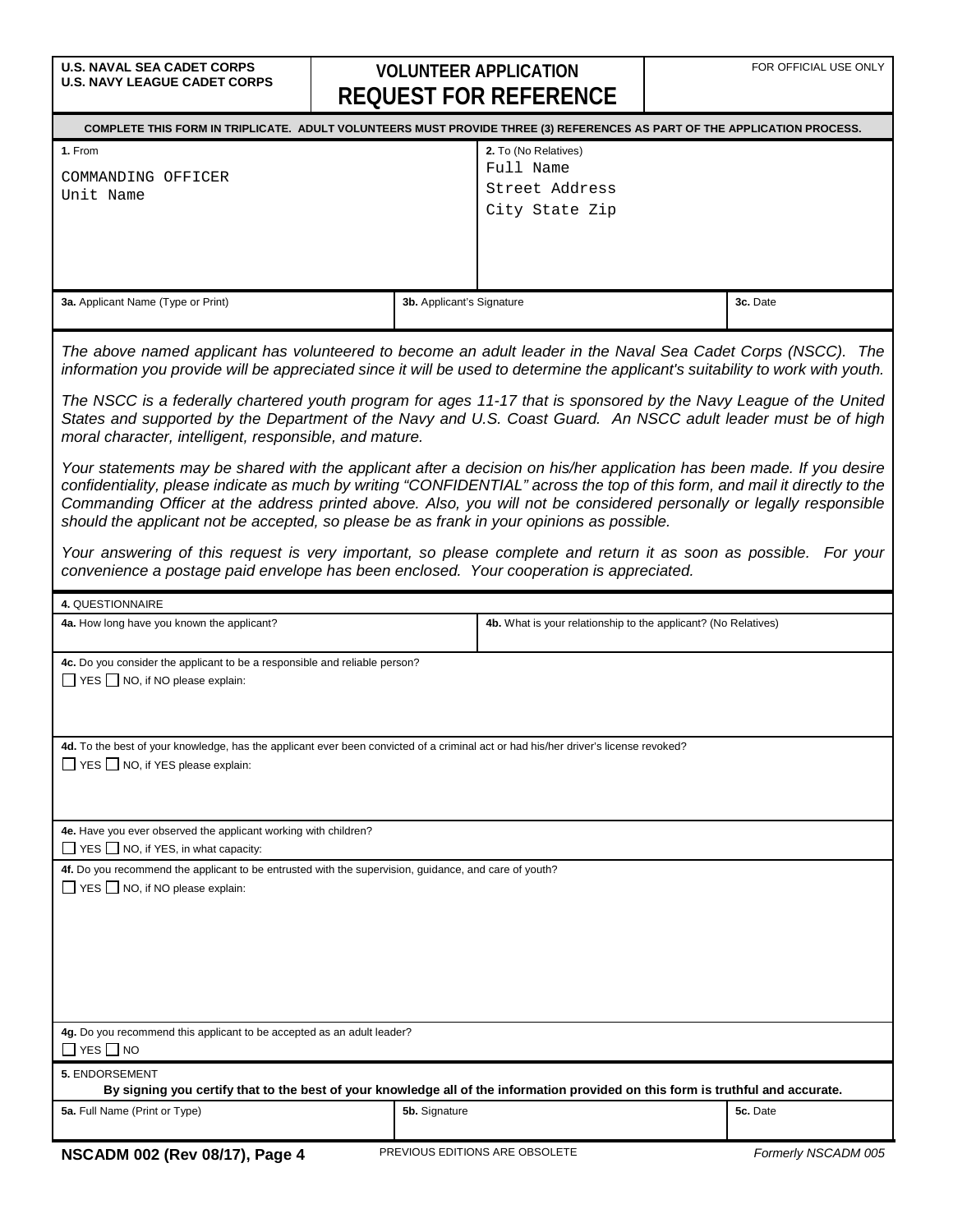**U.S. NAVAL SEA CADET CORPS**
**U.S. NAVY LEAGUE CADET CORPS**

# VOLUNTEER APPLICATION
# REQUEST FOR REFERENCE

FOR OFFICIAL USE ONLY

**COMPLETE THIS FORM IN TRIPLICATE. ADULT VOLUNTEERS MUST PROVIDE THREE (3) REFERENCES AS PART OF THE APPLICATION PROCESS.**

| **1.** From | **2.** To (No Relatives) |
|---|---|
| COMMANDING OFFICER<br>Unit Name | Full Name<br>Street Address<br>City State Zip |

| **3a.** Applicant Name (Type or Print) | **3b.** Applicant's Signature | **3c.** Date |
|---|---|---|
| | | |

*The above named applicant has volunteered to become an adult leader in the Naval Sea Cadet Corps (NSCC). The information you provide will be appreciated since it will be used to determine the applicant's suitability to work with youth.*

*The NSCC is a federally chartered youth program for ages 11-17 that is sponsored by the Navy League of the United States and supported by the Department of the Navy and U.S. Coast Guard. An NSCC adult leader must be of high moral character, intelligent, responsible, and mature.*

*Your statements may be shared with the applicant after a decision on his/her application has been made. If you desire confidentiality, please indicate as much by writing "CONFIDENTIAL" across the top of this form, and mail it directly to the Commanding Officer at the address printed above. Also, you will not be considered personally or legally responsible should the applicant not be accepted, so please be as frank in your opinions as possible.*

*Your answering of this request is very important, so please complete and return it as soon as possible. For your convenience a postage paid envelope has been enclosed. Your cooperation is appreciated.*

**4.** QUESTIONNAIRE

| **4a.** How long have you known the applicant? | **4b.** What is your relationship to the applicant? (No Relatives) |
|---|---|
| | |

**4c.** Do you consider the applicant to be a responsible and reliable person?
☐ YES ☐ NO, if NO please explain:

**4d.** To the best of your knowledge, has the applicant ever been convicted of a criminal act or had his/her driver's license revoked?
☐ YES ☐ NO, if YES please explain:

**4e.** Have you ever observed the applicant working with children?
☐ YES ☐ NO, if YES, in what capacity:

**4f.** Do you recommend the applicant to be entrusted with the supervision, guidance, and care of youth?
☐ YES ☐ NO, if NO please explain:

**4g.** Do you recommend this applicant to be accepted as an adult leader?
☐ YES ☐ NO

**5.** ENDORSEMENT
**By signing you certify that to the best of your knowledge all of the information provided on this form is truthful and accurate.**

| **5a.** Full Name (Print or Type) | **5b.** Signature | **5c.** Date |
|---|---|---|
| | | |

**NSCADM 002 (Rev 08/17), Page 4** PREVIOUS EDITIONS ARE OBSOLETE *Formerly NSCADM 005*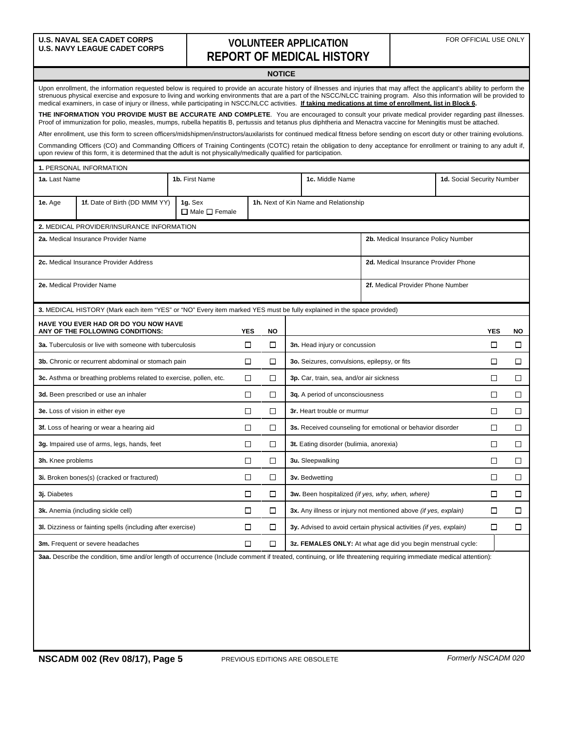**U.S. NAVAL SEA CADET CORPS**
**U.S. NAVY LEAGUE CADET CORPS**

# VOLUNTEER APPLICATION
# REPORT OF MEDICAL HISTORY

FOR OFFICIAL USE ONLY

## NOTICE

Upon enrollment, the information requested below is required to provide an accurate history of illnesses and injuries that may affect the applicant's ability to perform the strenuous physical exercise and exposure to living and working environments that are a part of the NSCC/NLCC training program. Also this information will be provided to medical examiners, in case of injury or illness, while participating in NSCC/NLCC activities. **If taking medications at time of enrollment, list in Block 6.**

**THE INFORMATION YOU PROVIDE MUST BE ACCURATE AND COMPLETE**. You are encouraged to consult your private medical provider regarding past illnesses. Proof of immunization for polio, measles, mumps, rubella hepatitis B, pertussis and tetanus plus diphtheria and Menactra vaccine for Meningitis must be attached.

After enrollment, use this form to screen officers/midshipmen/instructors/auxilarists for continued medical fitness before sending on escort duty or other training evolutions.

Commanding Officers (CO) and Commanding Officers of Training Contingents (COTC) retain the obligation to deny acceptance for enrollment or training to any adult if, upon review of this form, it is determined that the adult is not physically/medically qualified for participation.

**1.** PERSONAL INFORMATION

| **1a.** Last Name | **1b.** First Name | **1c.** Middle Name | **1d.** Social Security Number |
|---|---|---|---|
| | | | |

| **1e.** Age | **1f.** Date of Birth (DD MMM YY) | **1g.** Sex ☐ Male ☐ Female | **1h.** Next of Kin Name and Relationship |
|---|---|---|---|
| | | | |

**2.** MEDICAL PROVIDER/INSURANCE INFORMATION

| | |
|---|---|
| **2a.** Medical Insurance Provider Name | **2b.** Medical Insurance Policy Number |
| **2c.** Medical Insurance Provider Address | **2d.** Medical Insurance Provider Phone |
| **2e.** Medical Provider Name | **2f.** Medical Provider Phone Number |

**3.** MEDICAL HISTORY (Mark each item "YES" or "NO" Every item marked YES must be fully explained in the space provided)

| **HAVE YOU EVER HAD OR DO YOU NOW HAVE ANY OF THE FOLLOWING CONDITIONS:** | **YES** | **NO** | | **YES** | **NO** |
|---|---|---|---|---|---|
| **3a.** Tuberculosis or live with someone with tuberculosis | ☐ | ☐ | **3n.** Head injury or concussion | ☐ | ☐ |
| **3b.** Chronic or recurrent abdominal or stomach pain | ☐ | ☐ | **3o.** Seizures, convulsions, epilepsy, or fits | ☐ | ☐ |
| **3c.** Asthma or breathing problems related to exercise, pollen, etc. | ☐ | ☐ | **3p.** Car, train, sea, and/or air sickness | ☐ | ☐ |
| **3d.** Been prescribed or use an inhaler | ☐ | ☐ | **3q.** A period of unconsciousness | ☐ | ☐ |
| **3e.** Loss of vision in either eye | ☐ | ☐ | **3r.** Heart trouble or murmur | ☐ | ☐ |
| **3f.** Loss of hearing or wear a hearing aid | ☐ | ☐ | **3s.** Received counseling for emotional or behavior disorder | ☐ | ☐ |
| **3g.** Impaired use of arms, legs, hands, feet | ☐ | ☐ | **3t.** Eating disorder (bulimia, anorexia) | ☐ | ☐ |
| **3h.** Knee problems | ☐ | ☐ | **3u.** Sleepwalking | ☐ | ☐ |
| **3i.** Broken bones(s) (cracked or fractured) | ☐ | ☐ | **3v.** Bedwetting | ☐ | ☐ |
| **3j.** Diabetes | ☐ | ☐ | **3w.** Been hospitalized *(if yes, why, when, where)* | ☐ | ☐ |
| **3k.** Anemia (including sickle cell) | ☐ | ☐ | **3x.** Any illness or injury not mentioned above *(if yes, explain)* | ☐ | ☐ |
| **3l.** Dizziness or fainting spells (including after exercise) | ☐ | ☐ | **3y.** Advised to avoid certain physical activities *(if yes, explain)* | ☐ | ☐ |
| **3m.** Frequent or severe headaches | ☐ | ☐ | **3z. FEMALES ONLY:** At what age did you begin menstrual cycle: | | |

**3aa.** Describe the condition, time and/or length of occurrence (Include comment if treated, continuing, or life threatening requiring immediate medical attention):

**NSCADM 002 (Rev 08/17), Page 5** PREVIOUS EDITIONS ARE OBSOLETE *Formerly NSCADM 020*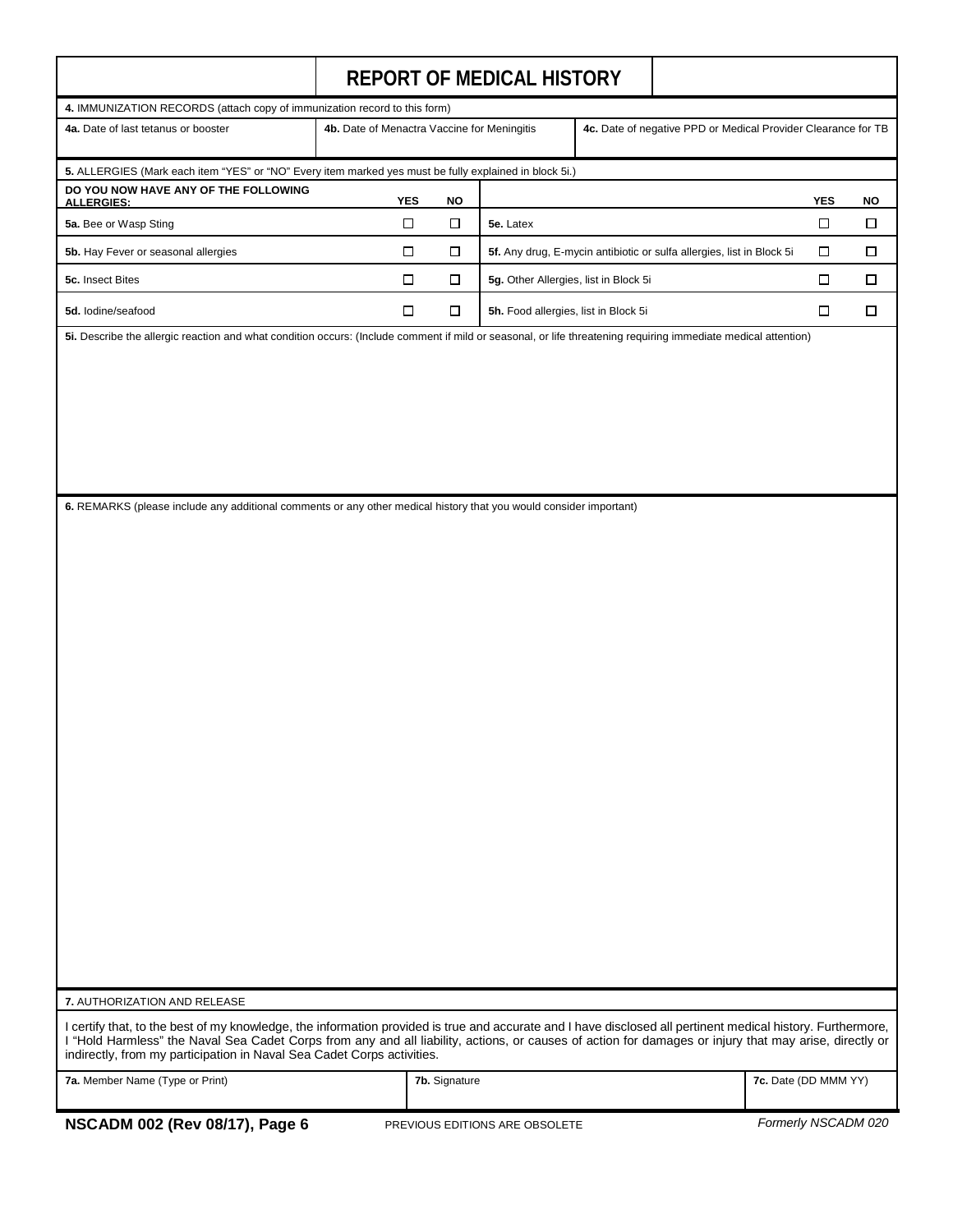# REPORT OF MEDICAL HISTORY

**4.** IMMUNIZATION RECORDS (attach copy of immunization record to this form)

| **4a.** Date of last tetanus or booster | **4b.** Date of Menactra Vaccine for Meningitis | **4c.** Date of negative PPD or Medical Provider Clearance for TB |
|---|---|---|
| | | |

**5.** ALLERGIES (Mark each item "YES" or "NO" Every item marked yes must be fully explained in block 5i.)

| **DO YOU NOW HAVE ANY OF THE FOLLOWING ALLERGIES:** | **YES** | **NO** | | **YES** | **NO** |
|---|---|---|---|---|---|
| **5a.** Bee or Wasp Sting | ☐ | ☐ | **5e.** Latex | ☐ | ☐ |
| **5b.** Hay Fever or seasonal allergies | ☐ | ☐ | **5f.** Any drug, E-mycin antibiotic or sulfa allergies, list in Block 5i | ☐ | ☐ |
| **5c.** Insect Bites | ☐ | ☐ | **5g.** Other Allergies, list in Block 5i | ☐ | ☐ |
| **5d.** Iodine/seafood | ☐ | ☐ | **5h.** Food allergies, list in Block 5i | ☐ | ☐ |

**5i.** Describe the allergic reaction and what condition occurs: (Include comment if mild or seasonal, or life threatening requiring immediate medical attention)

**6.** REMARKS (please include any additional comments or any other medical history that you would consider important)

**7.** AUTHORIZATION AND RELEASE

I certify that, to the best of my knowledge, the information provided is true and accurate and I have disclosed all pertinent medical history. Furthermore, I "Hold Harmless" the Naval Sea Cadet Corps from any and all liability, actions, or causes of action for damages or injury that may arise, directly or indirectly, from my participation in Naval Sea Cadet Corps activities.

| **7a.** Member Name (Type or Print) | **7b.** Signature | **7c.** Date (DD MMM YY) |
|---|---|---|
| | | |

**NSCADM 002 (Rev 08/17), Page 6** PREVIOUS EDITIONS ARE OBSOLETE *Formerly NSCADM 020*